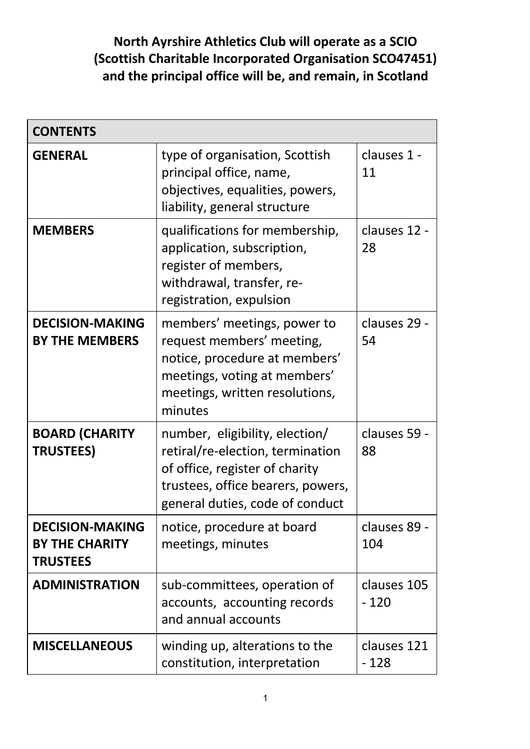**North Ayrshire Athletics Club will operate as a SCIO (Scottish Charitable Incorporated Organisation SCO47451) and the principal office will be, and remain, in Scotland**

| CONTENTS | | |
|---|---|---|
| **GENERAL** | type of organisation, Scottish principal office, name, objectives, equalities, powers, liability, general structure | clauses 1 - 11 |
| **MEMBERS** | qualifications for membership, application, subscription, register of members, withdrawal, transfer, re-registration, expulsion | clauses 12 - 28 |
| **DECISION-MAKING BY THE MEMBERS** | members' meetings, power to request members' meeting, notice, procedure at members' meetings, voting at members' meetings, written resolutions, minutes | clauses 29 - 54 |
| **BOARD (CHARITY TRUSTEES)** | number, eligibility, election/ retiral/re-election, termination of office, register of charity trustees, office bearers, powers, general duties, code of conduct | clauses 59 - 88 |
| **DECISION-MAKING BY THE CHARITY TRUSTEES** | notice, procedure at board meetings, minutes | clauses 89 - 104 |
| **ADMINISTRATION** | sub-committees, operation of accounts, accounting records and annual accounts | clauses 105 - 120 |
| **MISCELLANEOUS** | winding up, alterations to the constitution, interpretation | clauses 121 - 128 |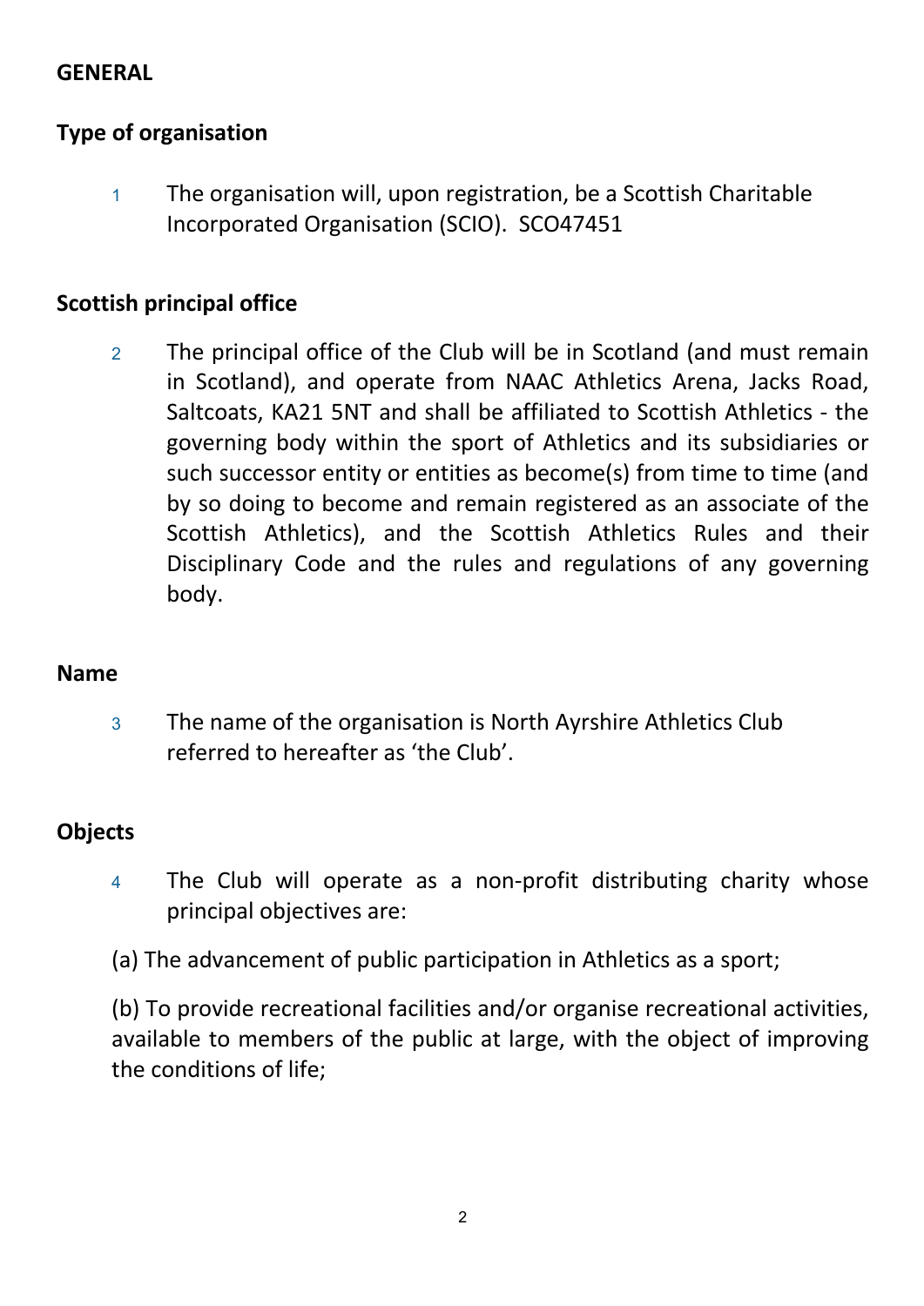## GENERAL

### Type of organisation

1 The organisation will, upon registration, be a Scottish Charitable Incorporated Organisation (SCIO). SCO47451

### Scottish principal office

2 The principal office of the Club will be in Scotland (and must remain in Scotland), and operate from NAAC Athletics Arena, Jacks Road, Saltcoats, KA21 5NT and shall be affiliated to Scottish Athletics - the governing body within the sport of Athletics and its subsidiaries or such successor entity or entities as become(s) from time to time (and by so doing to become and remain registered as an associate of the Scottish Athletics), and the Scottish Athletics Rules and their Disciplinary Code and the rules and regulations of any governing body.

### Name

3 The name of the organisation is North Ayrshire Athletics Club referred to hereafter as 'the Club'.

### Objects

4 The Club will operate as a non-profit distributing charity whose principal objectives are:

(a) The advancement of public participation in Athletics as a sport;

(b) To provide recreational facilities and/or organise recreational activities, available to members of the public at large, with the object of improving the conditions of life;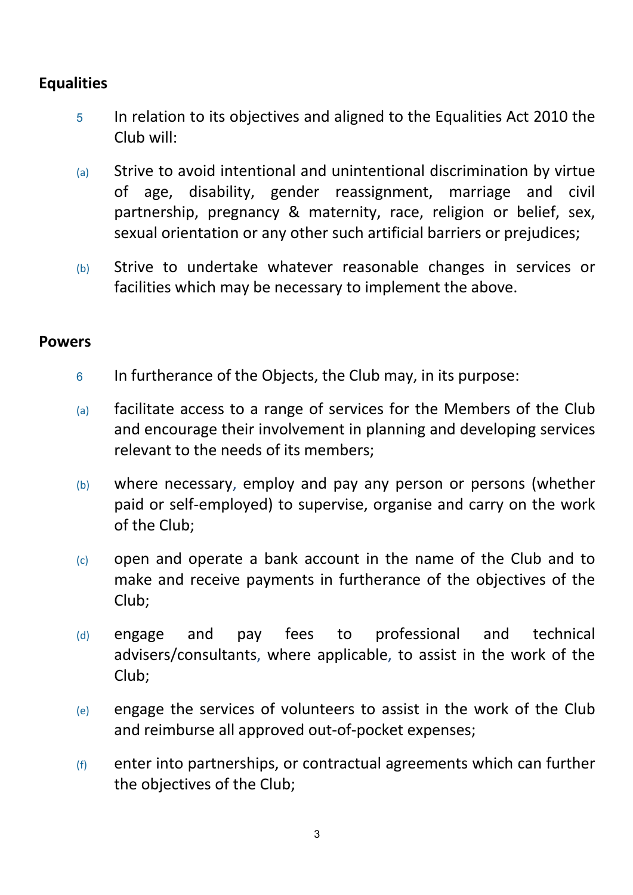## Equalities

5 In relation to its objectives and aligned to the Equalities Act 2010 the Club will:

(a) Strive to avoid intentional and unintentional discrimination by virtue of age, disability, gender reassignment, marriage and civil partnership, pregnancy & maternity, race, religion or belief, sex, sexual orientation or any other such artificial barriers or prejudices;

(b) Strive to undertake whatever reasonable changes in services or facilities which may be necessary to implement the above.

## Powers

6 In furtherance of the Objects, the Club may, in its purpose:

(a) facilitate access to a range of services for the Members of the Club and encourage their involvement in planning and developing services relevant to the needs of its members;

(b) where necessary, employ and pay any person or persons (whether paid or self-employed) to supervise, organise and carry on the work of the Club;

(c) open and operate a bank account in the name of the Club and to make and receive payments in furtherance of the objectives of the Club;

(d) engage and pay fees to professional and technical advisers/consultants, where applicable, to assist in the work of the Club;

(e) engage the services of volunteers to assist in the work of the Club and reimburse all approved out-of-pocket expenses;

(f) enter into partnerships, or contractual agreements which can further the objectives of the Club;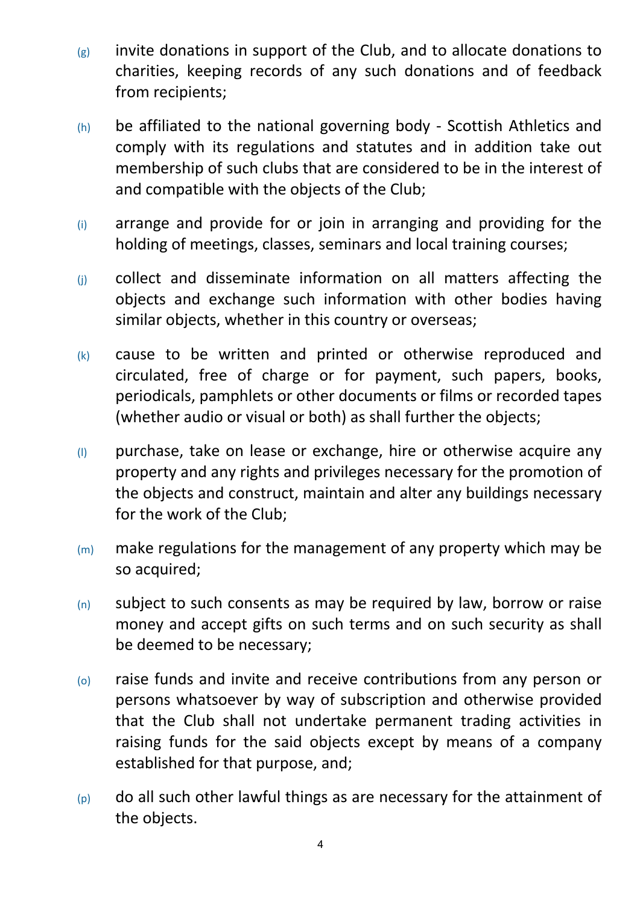(g) invite donations in support of the Club, and to allocate donations to charities, keeping records of any such donations and of feedback from recipients;

(h) be affiliated to the national governing body - Scottish Athletics and comply with its regulations and statutes and in addition take out membership of such clubs that are considered to be in the interest of and compatible with the objects of the Club;

(i) arrange and provide for or join in arranging and providing for the holding of meetings, classes, seminars and local training courses;

(j) collect and disseminate information on all matters affecting the objects and exchange such information with other bodies having similar objects, whether in this country or overseas;

(k) cause to be written and printed or otherwise reproduced and circulated, free of charge or for payment, such papers, books, periodicals, pamphlets or other documents or films or recorded tapes (whether audio or visual or both) as shall further the objects;

(l) purchase, take on lease or exchange, hire or otherwise acquire any property and any rights and privileges necessary for the promotion of the objects and construct, maintain and alter any buildings necessary for the work of the Club;

(m) make regulations for the management of any property which may be so acquired;

(n) subject to such consents as may be required by law, borrow or raise money and accept gifts on such terms and on such security as shall be deemed to be necessary;

(o) raise funds and invite and receive contributions from any person or persons whatsoever by way of subscription and otherwise provided that the Club shall not undertake permanent trading activities in raising funds for the said objects except by means of a company established for that purpose, and;

(p) do all such other lawful things as are necessary for the attainment of the objects.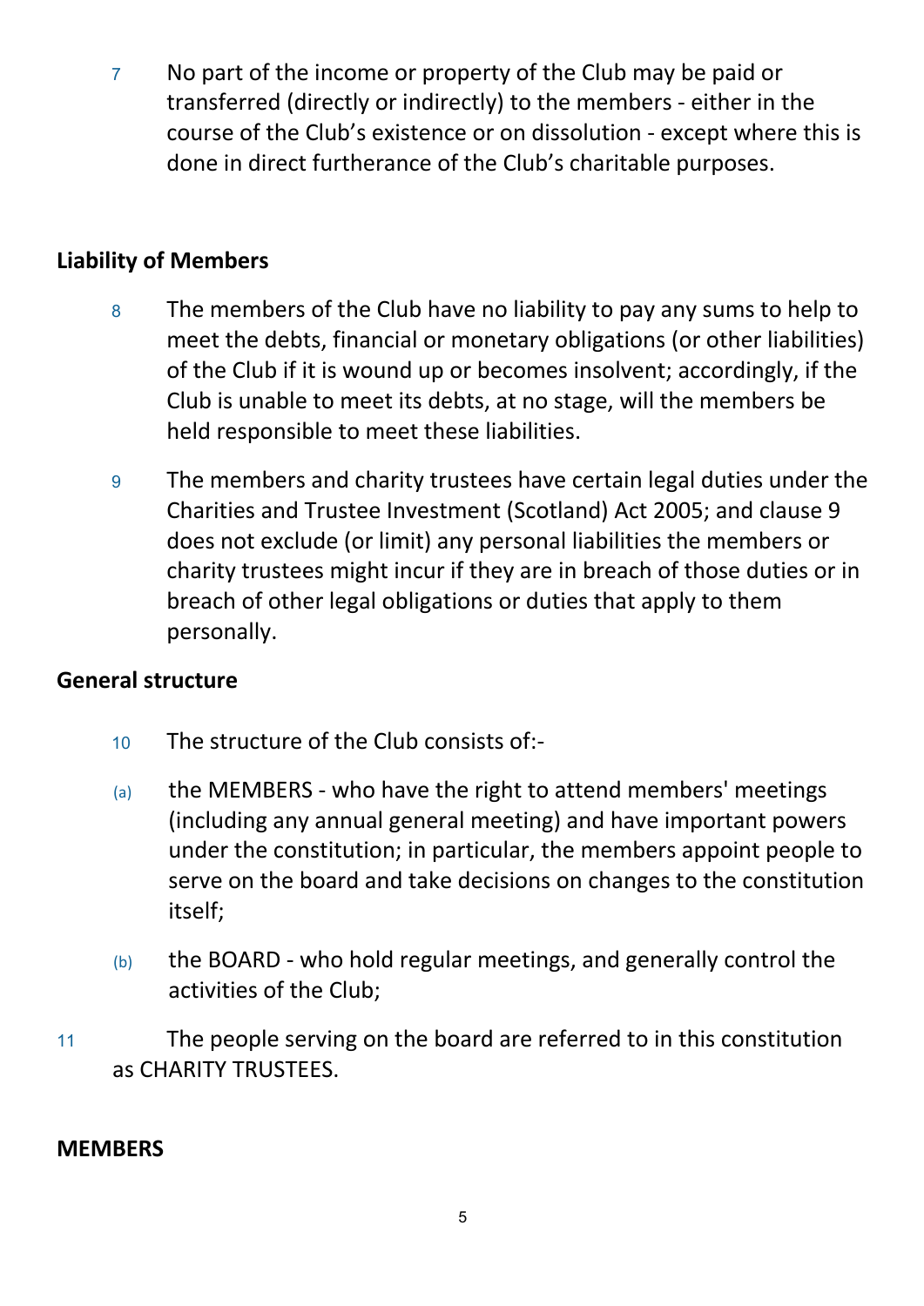7 No part of the income or property of the Club may be paid or transferred (directly or indirectly) to the members - either in the course of the Club's existence or on dissolution - except where this is done in direct furtherance of the Club's charitable purposes.

**Liability of Members**

8 The members of the Club have no liability to pay any sums to help to meet the debts, financial or monetary obligations (or other liabilities) of the Club if it is wound up or becomes insolvent; accordingly, if the Club is unable to meet its debts, at no stage, will the members be held responsible to meet these liabilities.

9 The members and charity trustees have certain legal duties under the Charities and Trustee Investment (Scotland) Act 2005; and clause 9 does not exclude (or limit) any personal liabilities the members or charity trustees might incur if they are in breach of those duties or in breach of other legal obligations or duties that apply to them personally.

**General structure**

10 The structure of the Club consists of:-

(a) the MEMBERS - who have the right to attend members' meetings (including any annual general meeting) and have important powers under the constitution; in particular, the members appoint people to serve on the board and take decisions on changes to the constitution itself;

(b) the BOARD - who hold regular meetings, and generally control the activities of the Club;

11 The people serving on the board are referred to in this constitution as CHARITY TRUSTEES.

**MEMBERS**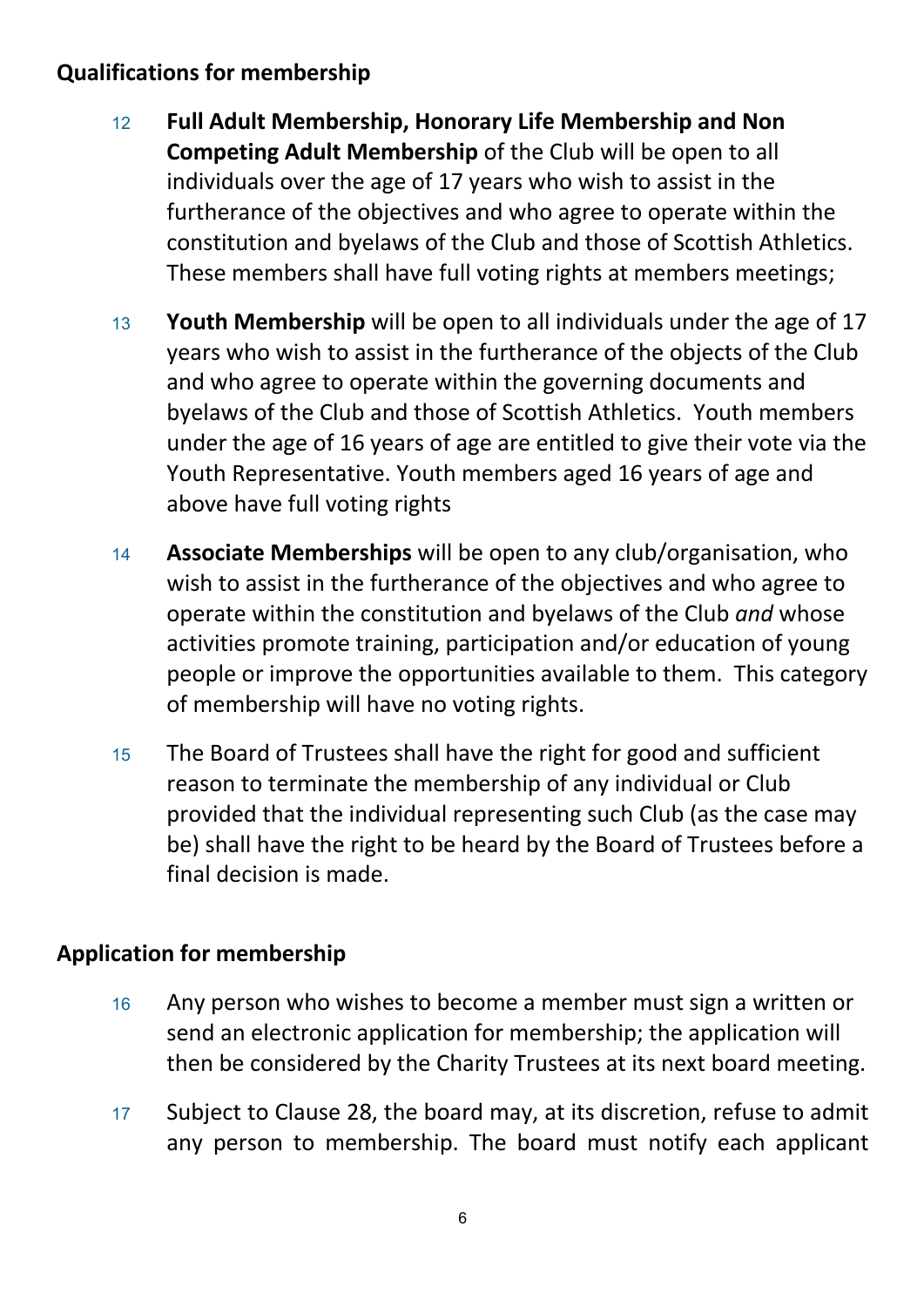**Qualifications for membership**

12 **Full Adult Membership, Honorary Life Membership and Non Competing Adult Membership** of the Club will be open to all individuals over the age of 17 years who wish to assist in the furtherance of the objectives and who agree to operate within the constitution and byelaws of the Club and those of Scottish Athletics. These members shall have full voting rights at members meetings;

13 **Youth Membership** will be open to all individuals under the age of 17 years who wish to assist in the furtherance of the objects of the Club and who agree to operate within the governing documents and byelaws of the Club and those of Scottish Athletics. Youth members under the age of 16 years of age are entitled to give their vote via the Youth Representative. Youth members aged 16 years of age and above have full voting rights

14 **Associate Memberships** will be open to any club/organisation, who wish to assist in the furtherance of the objectives and who agree to operate within the constitution and byelaws of the Club *and* whose activities promote training, participation and/or education of young people or improve the opportunities available to them. This category of membership will have no voting rights.

15 The Board of Trustees shall have the right for good and sufficient reason to terminate the membership of any individual or Club provided that the individual representing such Club (as the case may be) shall have the right to be heard by the Board of Trustees before a final decision is made.

**Application for membership**

16 Any person who wishes to become a member must sign a written or send an electronic application for membership; the application will then be considered by the Charity Trustees at its next board meeting.

17 Subject to Clause 28, the board may, at its discretion, refuse to admit any person to membership. The board must notify each applicant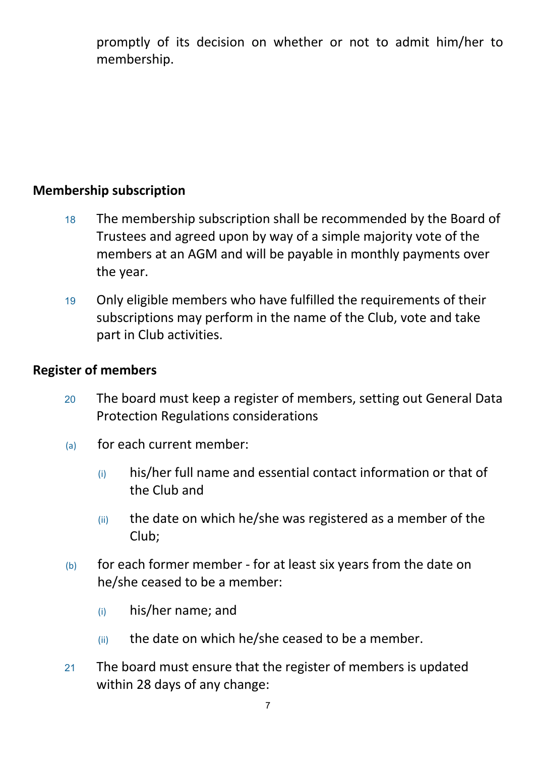promptly of its decision on whether or not to admit him/her to membership.

## Membership subscription

18 The membership subscription shall be recommended by the Board of Trustees and agreed upon by way of a simple majority vote of the members at an AGM and will be payable in monthly payments over the year.

19 Only eligible members who have fulfilled the requirements of their subscriptions may perform in the name of the Club, vote and take part in Club activities.

## Register of members

20 The board must keep a register of members, setting out General Data Protection Regulations considerations

(a) for each current member:

(i) his/her full name and essential contact information or that of the Club and

(ii) the date on which he/she was registered as a member of the Club;

(b) for each former member - for at least six years from the date on he/she ceased to be a member:

(i) his/her name; and

(ii) the date on which he/she ceased to be a member.

21 The board must ensure that the register of members is updated within 28 days of any change: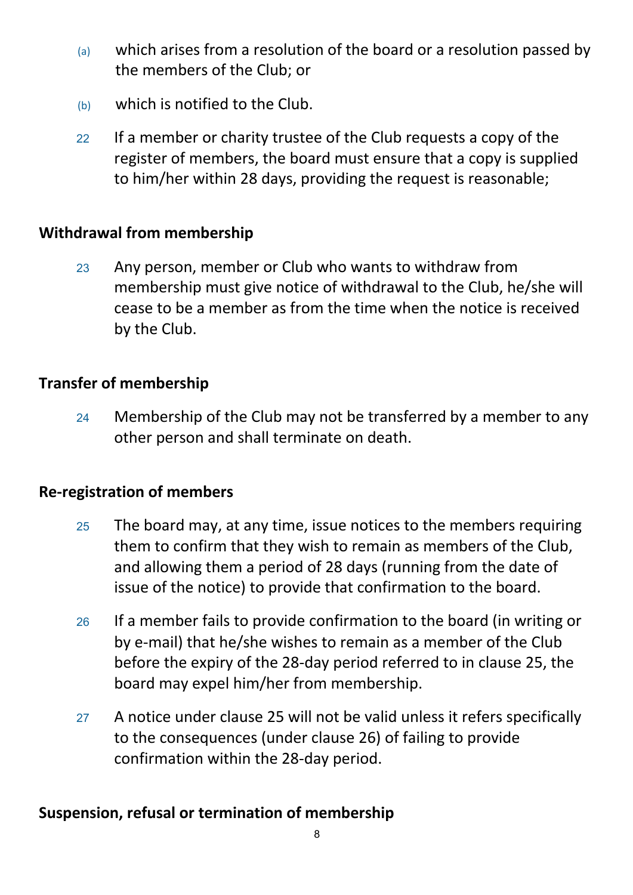(a) which arises from a resolution of the board or a resolution passed by the members of the Club; or

(b) which is notified to the Club.

22 If a member or charity trustee of the Club requests a copy of the register of members, the board must ensure that a copy is supplied to him/her within 28 days, providing the request is reasonable;

**Withdrawal from membership**

23 Any person, member or Club who wants to withdraw from membership must give notice of withdrawal to the Club, he/she will cease to be a member as from the time when the notice is received by the Club.

**Transfer of membership**

24 Membership of the Club may not be transferred by a member to any other person and shall terminate on death.

**Re-registration of members**

25 The board may, at any time, issue notices to the members requiring them to confirm that they wish to remain as members of the Club, and allowing them a period of 28 days (running from the date of issue of the notice) to provide that confirmation to the board.

26 If a member fails to provide confirmation to the board (in writing or by e-mail) that he/she wishes to remain as a member of the Club before the expiry of the 28-day period referred to in clause 25, the board may expel him/her from membership.

27 A notice under clause 25 will not be valid unless it refers specifically to the consequences (under clause 26) of failing to provide confirmation within the 28-day period.

**Suspension, refusal or termination of membership**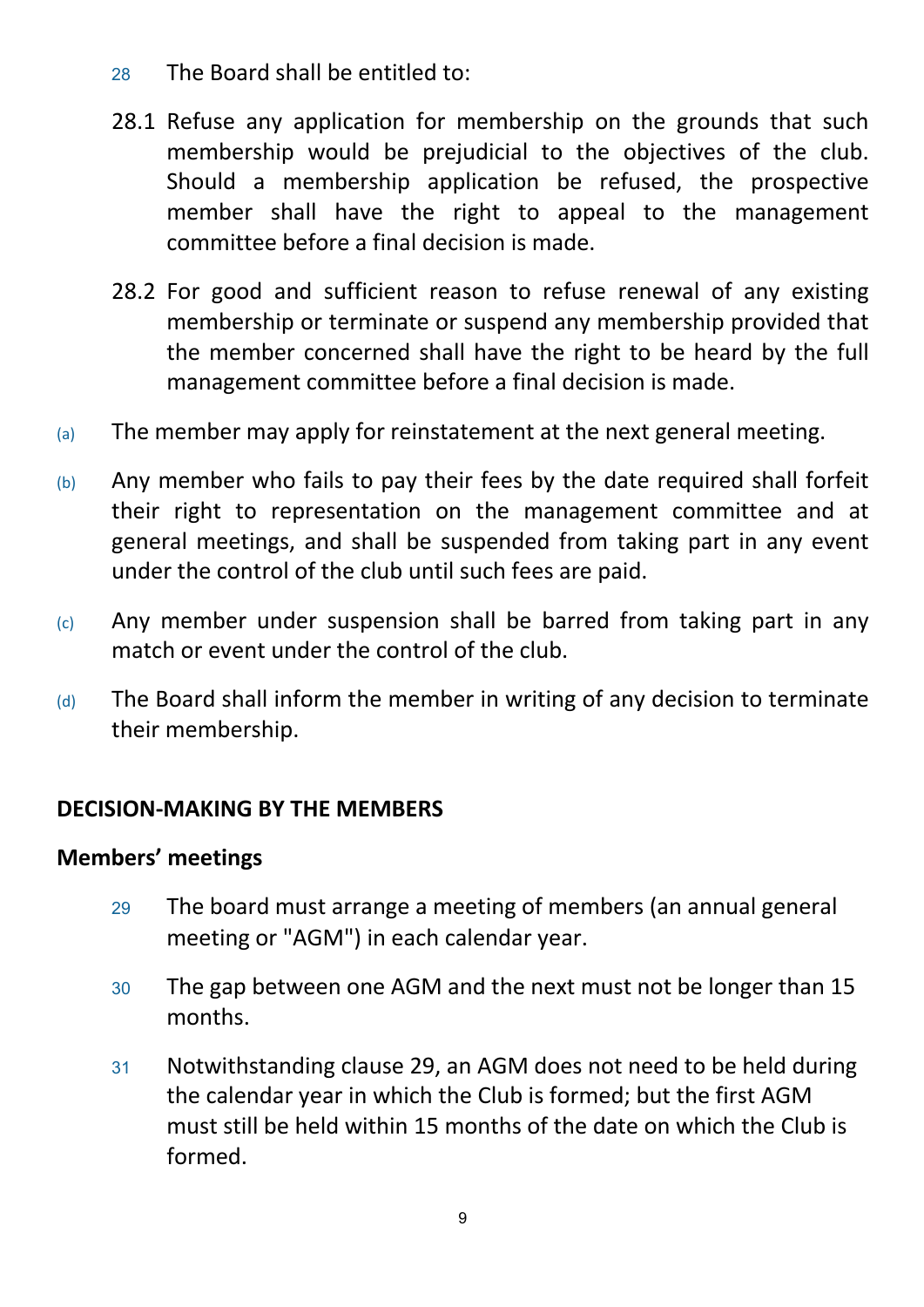28 The Board shall be entitled to:

28.1 Refuse any application for membership on the grounds that such membership would be prejudicial to the objectives of the club. Should a membership application be refused, the prospective member shall have the right to appeal to the management committee before a final decision is made.

28.2 For good and sufficient reason to refuse renewal of any existing membership or terminate or suspend any membership provided that the member concerned shall have the right to be heard by the full management committee before a final decision is made.

(a) The member may apply for reinstatement at the next general meeting.

(b) Any member who fails to pay their fees by the date required shall forfeit their right to representation on the management committee and at general meetings, and shall be suspended from taking part in any event under the control of the club until such fees are paid.

(c) Any member under suspension shall be barred from taking part in any match or event under the control of the club.

(d) The Board shall inform the member in writing of any decision to terminate their membership.

## DECISION-MAKING BY THE MEMBERS

### Members' meetings

29 The board must arrange a meeting of members (an annual general meeting or "AGM") in each calendar year.

30 The gap between one AGM and the next must not be longer than 15 months.

31 Notwithstanding clause 29, an AGM does not need to be held during the calendar year in which the Club is formed; but the first AGM must still be held within 15 months of the date on which the Club is formed.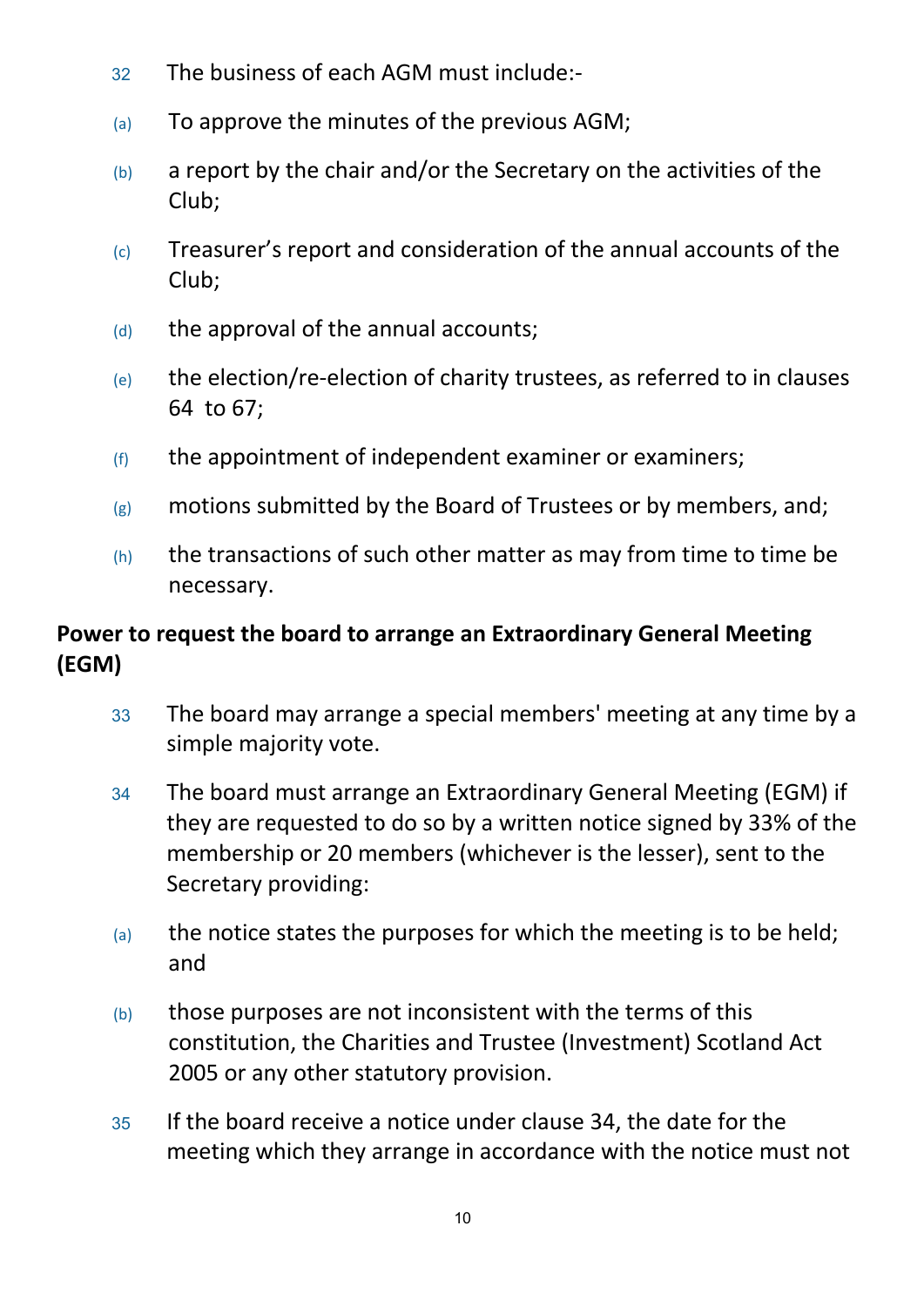32 The business of each AGM must include:-

(a) To approve the minutes of the previous AGM;

(b) a report by the chair and/or the Secretary on the activities of the Club;

(c) Treasurer's report and consideration of the annual accounts of the Club;

(d) the approval of the annual accounts;

(e) the election/re-election of charity trustees, as referred to in clauses 64 to 67;

(f) the appointment of independent examiner or examiners;

(g) motions submitted by the Board of Trustees or by members, and;

(h) the transactions of such other matter as may from time to time be necessary.

**Power to request the board to arrange an Extraordinary General Meeting (EGM)**

33 The board may arrange a special members' meeting at any time by a simple majority vote.

34 The board must arrange an Extraordinary General Meeting (EGM) if they are requested to do so by a written notice signed by 33% of the membership or 20 members (whichever is the lesser), sent to the Secretary providing:

(a) the notice states the purposes for which the meeting is to be held; and

(b) those purposes are not inconsistent with the terms of this constitution, the Charities and Trustee (Investment) Scotland Act 2005 or any other statutory provision.

35 If the board receive a notice under clause 34, the date for the meeting which they arrange in accordance with the notice must not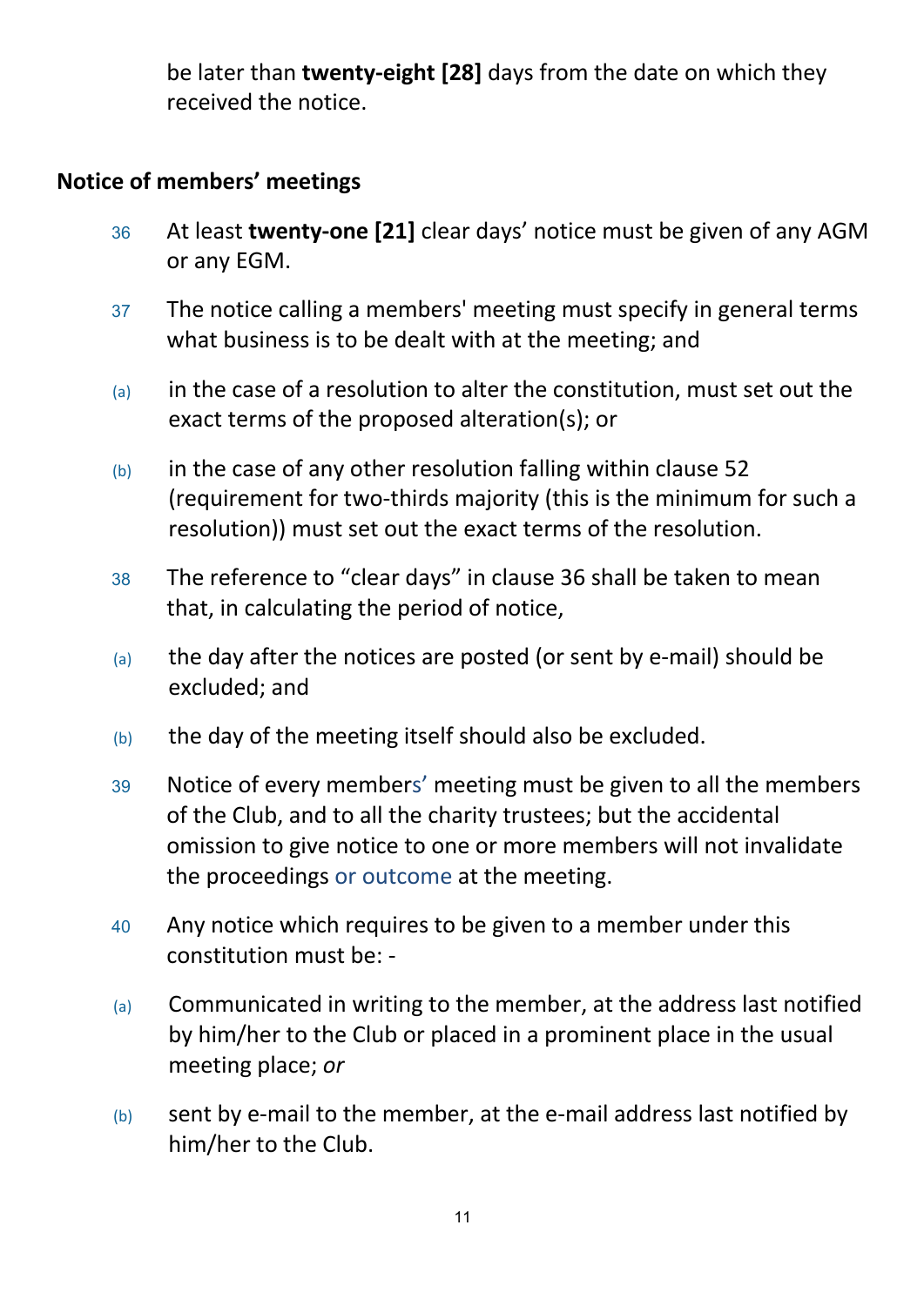be later than **twenty-eight [28]** days from the date on which they received the notice.

**Notice of members' meetings**

36 At least **twenty-one [21]** clear days' notice must be given of any AGM or any EGM.

37 The notice calling a members' meeting must specify in general terms what business is to be dealt with at the meeting; and

(a) in the case of a resolution to alter the constitution, must set out the exact terms of the proposed alteration(s); or

(b) in the case of any other resolution falling within clause 52 (requirement for two-thirds majority (this is the minimum for such a resolution)) must set out the exact terms of the resolution.

38 The reference to "clear days" in clause 36 shall be taken to mean that, in calculating the period of notice,

(a) the day after the notices are posted (or sent by e-mail) should be excluded; and

(b) the day of the meeting itself should also be excluded.

39 Notice of every members' meeting must be given to all the members of the Club, and to all the charity trustees; but the accidental omission to give notice to one or more members will not invalidate the proceedings or outcome at the meeting.

40 Any notice which requires to be given to a member under this constitution must be: -

(a) Communicated in writing to the member, at the address last notified by him/her to the Club or placed in a prominent place in the usual meeting place; *or*

(b) sent by e-mail to the member, at the e-mail address last notified by him/her to the Club.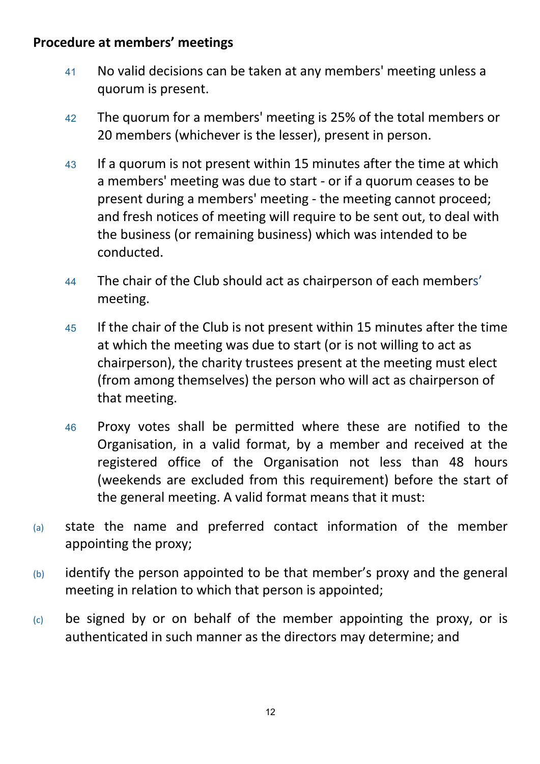**Procedure at members' meetings**

41 No valid decisions can be taken at any members' meeting unless a quorum is present.

42 The quorum for a members' meeting is 25% of the total members or 20 members (whichever is the lesser), present in person.

43 If a quorum is not present within 15 minutes after the time at which a members' meeting was due to start - or if a quorum ceases to be present during a members' meeting - the meeting cannot proceed; and fresh notices of meeting will require to be sent out, to deal with the business (or remaining business) which was intended to be conducted.

44 The chair of the Club should act as chairperson of each members' meeting.

45 If the chair of the Club is not present within 15 minutes after the time at which the meeting was due to start (or is not willing to act as chairperson), the charity trustees present at the meeting must elect (from among themselves) the person who will act as chairperson of that meeting.

46 Proxy votes shall be permitted where these are notified to the Organisation, in a valid format, by a member and received at the registered office of the Organisation not less than 48 hours (weekends are excluded from this requirement) before the start of the general meeting. A valid format means that it must:

(a) state the name and preferred contact information of the member appointing the proxy;

(b) identify the person appointed to be that member's proxy and the general meeting in relation to which that person is appointed;

(c) be signed by or on behalf of the member appointing the proxy, or is authenticated in such manner as the directors may determine; and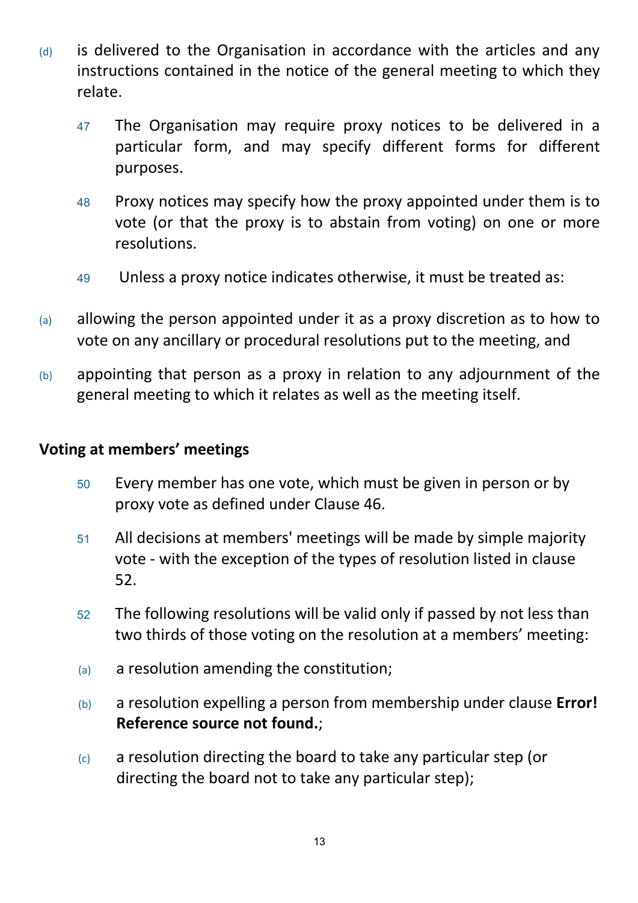(d) is delivered to the Organisation in accordance with the articles and any instructions contained in the notice of the general meeting to which they relate.

47 The Organisation may require proxy notices to be delivered in a particular form, and may specify different forms for different purposes.

48 Proxy notices may specify how the proxy appointed under them is to vote (or that the proxy is to abstain from voting) on one or more resolutions.

49 Unless a proxy notice indicates otherwise, it must be treated as:

(a) allowing the person appointed under it as a proxy discretion as to how to vote on any ancillary or procedural resolutions put to the meeting, and

(b) appointing that person as a proxy in relation to any adjournment of the general meeting to which it relates as well as the meeting itself.

**Voting at members' meetings**

50 Every member has one vote, which must be given in person or by proxy vote as defined under Clause 46.

51 All decisions at members' meetings will be made by simple majority vote - with the exception of the types of resolution listed in clause 52.

52 The following resolutions will be valid only if passed by not less than two thirds of those voting on the resolution at a members' meeting:

(a) a resolution amending the constitution;

(b) a resolution expelling a person from membership under clause **Error! Reference source not found.**;

(c) a resolution directing the board to take any particular step (or directing the board not to take any particular step);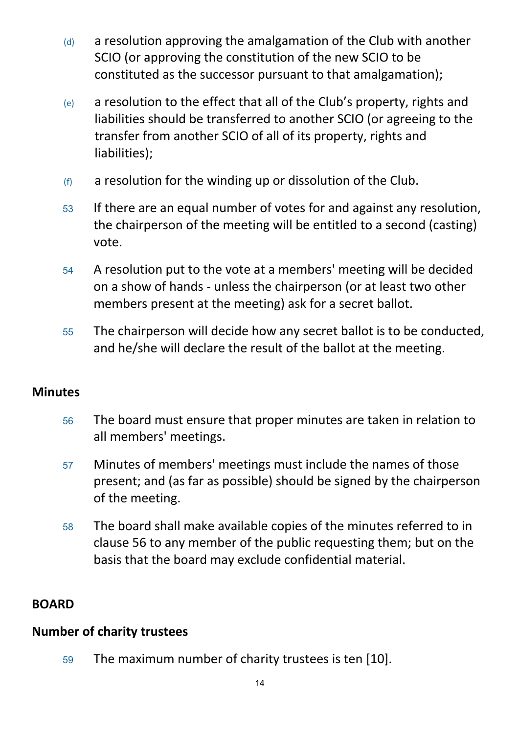(d) a resolution approving the amalgamation of the Club with another SCIO (or approving the constitution of the new SCIO to be constituted as the successor pursuant to that amalgamation);

(e) a resolution to the effect that all of the Club's property, rights and liabilities should be transferred to another SCIO (or agreeing to the transfer from another SCIO of all of its property, rights and liabilities);

(f) a resolution for the winding up or dissolution of the Club.

53 If there are an equal number of votes for and against any resolution, the chairperson of the meeting will be entitled to a second (casting) vote.

54 A resolution put to the vote at a members' meeting will be decided on a show of hands - unless the chairperson (or at least two other members present at the meeting) ask for a secret ballot.

55 The chairperson will decide how any secret ballot is to be conducted, and he/she will declare the result of the ballot at the meeting.

**Minutes**

56 The board must ensure that proper minutes are taken in relation to all members' meetings.

57 Minutes of members' meetings must include the names of those present; and (as far as possible) should be signed by the chairperson of the meeting.

58 The board shall make available copies of the minutes referred to in clause 56 to any member of the public requesting them; but on the basis that the board may exclude confidential material.

**BOARD**

**Number of charity trustees**

59 The maximum number of charity trustees is ten [10].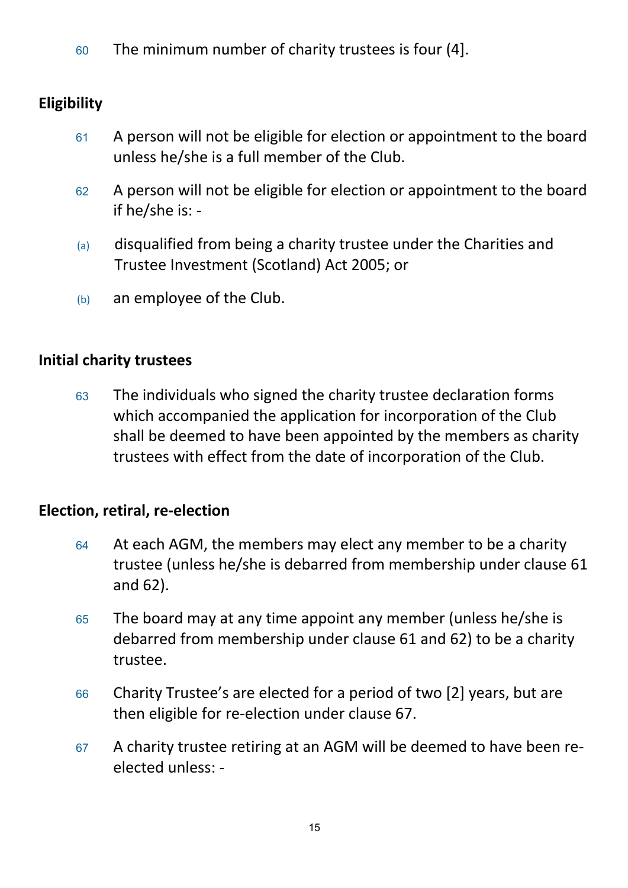60 The minimum number of charity trustees is four (4].

**Eligibility**

61 A person will not be eligible for election or appointment to the board unless he/she is a full member of the Club.

62 A person will not be eligible for election or appointment to the board if he/she is: -

(a) disqualified from being a charity trustee under the Charities and Trustee Investment (Scotland) Act 2005; or

(b) an employee of the Club.

**Initial charity trustees**

63 The individuals who signed the charity trustee declaration forms which accompanied the application for incorporation of the Club shall be deemed to have been appointed by the members as charity trustees with effect from the date of incorporation of the Club.

**Election, retiral, re-election**

64 At each AGM, the members may elect any member to be a charity trustee (unless he/she is debarred from membership under clause 61 and 62).

65 The board may at any time appoint any member (unless he/she is debarred from membership under clause 61 and 62) to be a charity trustee.

66 Charity Trustee's are elected for a period of two [2] years, but are then eligible for re-election under clause 67.

67 A charity trustee retiring at an AGM will be deemed to have been re-elected unless: -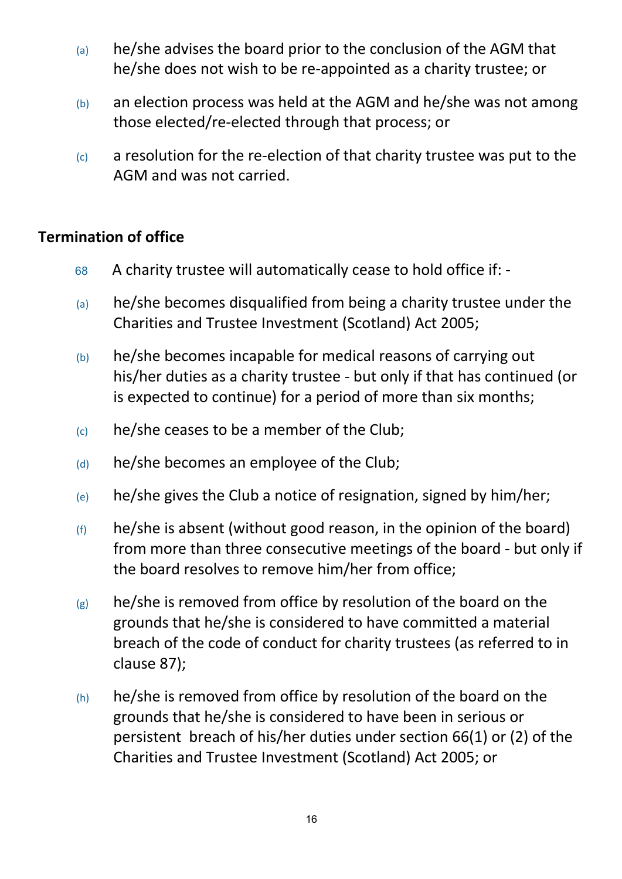(a) he/she advises the board prior to the conclusion of the AGM that he/she does not wish to be re-appointed as a charity trustee; or

(b) an election process was held at the AGM and he/she was not among those elected/re-elected through that process; or

(c) a resolution for the re-election of that charity trustee was put to the AGM and was not carried.

**Termination of office**

68 A charity trustee will automatically cease to hold office if: -

(a) he/she becomes disqualified from being a charity trustee under the Charities and Trustee Investment (Scotland) Act 2005;

(b) he/she becomes incapable for medical reasons of carrying out his/her duties as a charity trustee - but only if that has continued (or is expected to continue) for a period of more than six months;

(c) he/she ceases to be a member of the Club;

(d) he/she becomes an employee of the Club;

(e) he/she gives the Club a notice of resignation, signed by him/her;

(f) he/she is absent (without good reason, in the opinion of the board) from more than three consecutive meetings of the board - but only if the board resolves to remove him/her from office;

(g) he/she is removed from office by resolution of the board on the grounds that he/she is considered to have committed a material breach of the code of conduct for charity trustees (as referred to in clause 87);

(h) he/she is removed from office by resolution of the board on the grounds that he/she is considered to have been in serious or persistent breach of his/her duties under section 66(1) or (2) of the Charities and Trustee Investment (Scotland) Act 2005; or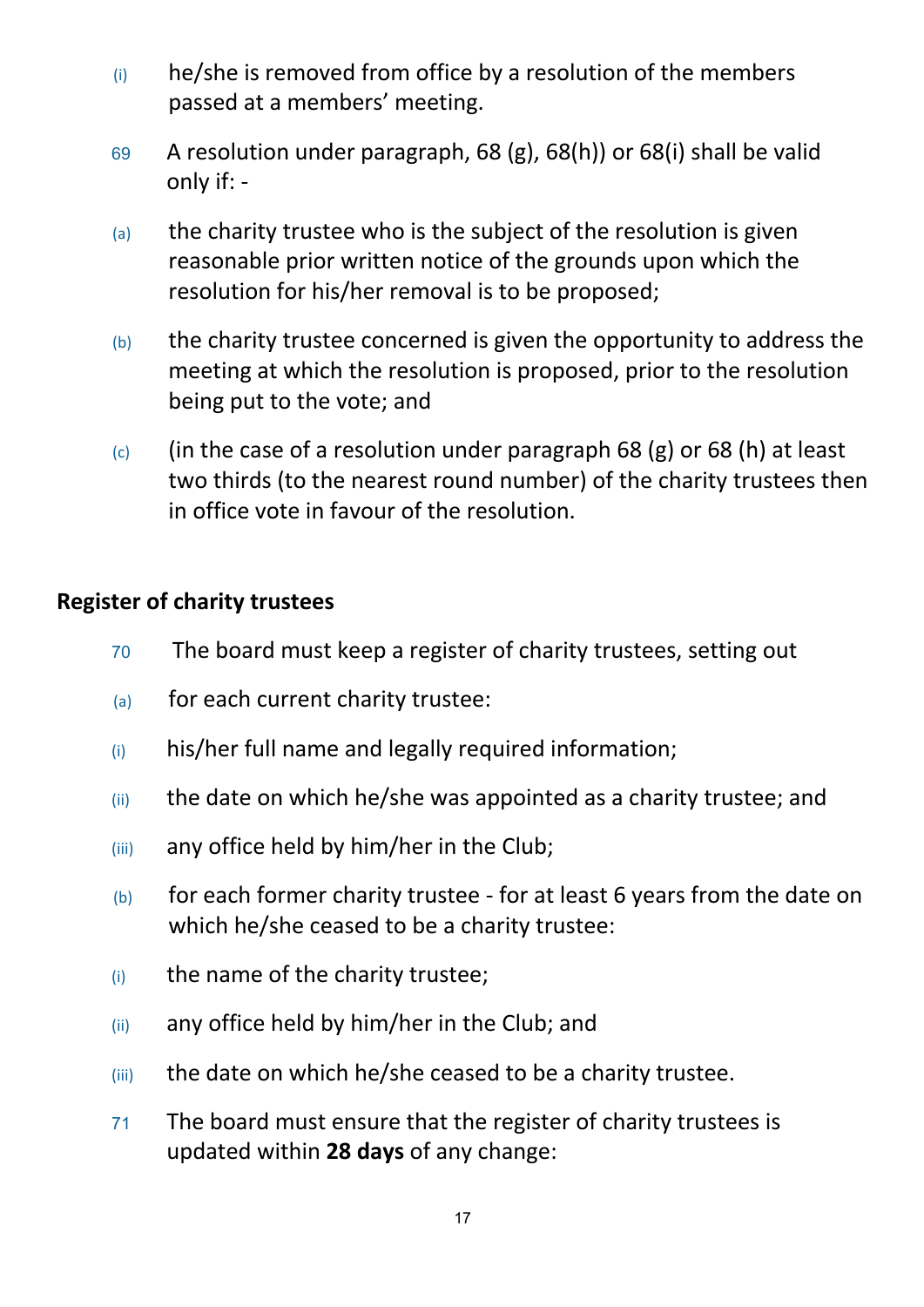(i) he/she is removed from office by a resolution of the members passed at a members' meeting.

69 A resolution under paragraph, 68 (g), 68(h)) or 68(i) shall be valid only if: -

(a) the charity trustee who is the subject of the resolution is given reasonable prior written notice of the grounds upon which the resolution for his/her removal is to be proposed;

(b) the charity trustee concerned is given the opportunity to address the meeting at which the resolution is proposed, prior to the resolution being put to the vote; and

(c) (in the case of a resolution under paragraph 68 (g) or 68 (h) at least two thirds (to the nearest round number) of the charity trustees then in office vote in favour of the resolution.

**Register of charity trustees**

70 The board must keep a register of charity trustees, setting out

(a) for each current charity trustee:

(i) his/her full name and legally required information;

(ii) the date on which he/she was appointed as a charity trustee; and

(iii) any office held by him/her in the Club;

(b) for each former charity trustee - for at least 6 years from the date on which he/she ceased to be a charity trustee:

(i) the name of the charity trustee;

(ii) any office held by him/her in the Club; and

(iii) the date on which he/she ceased to be a charity trustee.

71 The board must ensure that the register of charity trustees is updated within **28 days** of any change: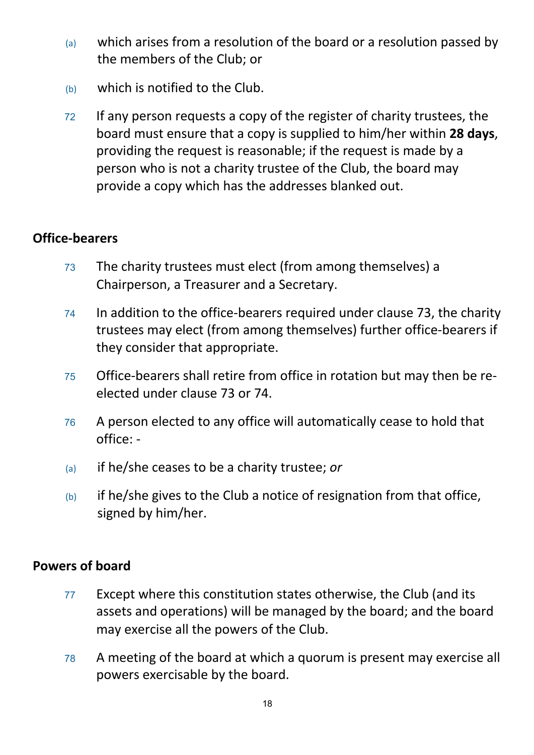(a) which arises from a resolution of the board or a resolution passed by the members of the Club; or

(b) which is notified to the Club.

72 If any person requests a copy of the register of charity trustees, the board must ensure that a copy is supplied to him/her within **28 days**, providing the request is reasonable; if the request is made by a person who is not a charity trustee of the Club, the board may provide a copy which has the addresses blanked out.

## Office-bearers

73 The charity trustees must elect (from among themselves) a Chairperson, a Treasurer and a Secretary.

74 In addition to the office-bearers required under clause 73, the charity trustees may elect (from among themselves) further office-bearers if they consider that appropriate.

75 Office-bearers shall retire from office in rotation but may then be re-elected under clause 73 or 74.

76 A person elected to any office will automatically cease to hold that office: -

(a) if he/she ceases to be a charity trustee; *or*

(b) if he/she gives to the Club a notice of resignation from that office, signed by him/her.

## Powers of board

77 Except where this constitution states otherwise, the Club (and its assets and operations) will be managed by the board; and the board may exercise all the powers of the Club.

78 A meeting of the board at which a quorum is present may exercise all powers exercisable by the board.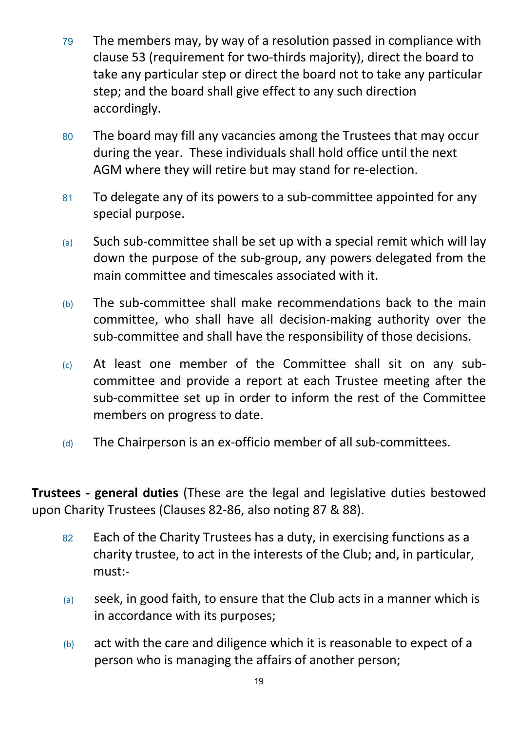79 The members may, by way of a resolution passed in compliance with clause 53 (requirement for two-thirds majority), direct the board to take any particular step or direct the board not to take any particular step; and the board shall give effect to any such direction accordingly.

80 The board may fill any vacancies among the Trustees that may occur during the year. These individuals shall hold office until the next AGM where they will retire but may stand for re-election.

81 To delegate any of its powers to a sub-committee appointed for any special purpose.

(a) Such sub-committee shall be set up with a special remit which will lay down the purpose of the sub-group, any powers delegated from the main committee and timescales associated with it.

(b) The sub-committee shall make recommendations back to the main committee, who shall have all decision-making authority over the sub-committee and shall have the responsibility of those decisions.

(c) At least one member of the Committee shall sit on any sub-committee and provide a report at each Trustee meeting after the sub-committee set up in order to inform the rest of the Committee members on progress to date.

(d) The Chairperson is an ex-officio member of all sub-committees.

**Trustees - general duties** (These are the legal and legislative duties bestowed upon Charity Trustees (Clauses 82-86, also noting 87 & 88).

82 Each of the Charity Trustees has a duty, in exercising functions as a charity trustee, to act in the interests of the Club; and, in particular, must:-

(a) seek, in good faith, to ensure that the Club acts in a manner which is in accordance with its purposes;

(b) act with the care and diligence which it is reasonable to expect of a person who is managing the affairs of another person;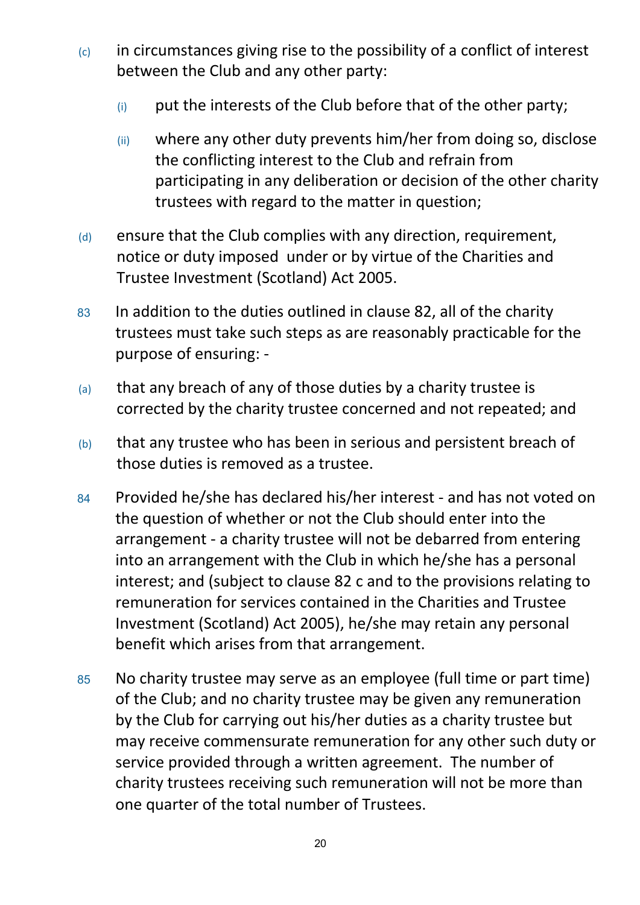(c) in circumstances giving rise to the possibility of a conflict of interest between the Club and any other party:

   (i) put the interests of the Club before that of the other party;

   (ii) where any other duty prevents him/her from doing so, disclose the conflicting interest to the Club and refrain from participating in any deliberation or decision of the other charity trustees with regard to the matter in question;

(d) ensure that the Club complies with any direction, requirement, notice or duty imposed under or by virtue of the Charities and Trustee Investment (Scotland) Act 2005.

83 In addition to the duties outlined in clause 82, all of the charity trustees must take such steps as are reasonably practicable for the purpose of ensuring: -

(a) that any breach of any of those duties by a charity trustee is corrected by the charity trustee concerned and not repeated; and

(b) that any trustee who has been in serious and persistent breach of those duties is removed as a trustee.

84 Provided he/she has declared his/her interest - and has not voted on the question of whether or not the Club should enter into the arrangement - a charity trustee will not be debarred from entering into an arrangement with the Club in which he/she has a personal interest; and (subject to clause 82 c and to the provisions relating to remuneration for services contained in the Charities and Trustee Investment (Scotland) Act 2005), he/she may retain any personal benefit which arises from that arrangement.

85 No charity trustee may serve as an employee (full time or part time) of the Club; and no charity trustee may be given any remuneration by the Club for carrying out his/her duties as a charity trustee but may receive commensurate remuneration for any other such duty or service provided through a written agreement. The number of charity trustees receiving such remuneration will not be more than one quarter of the total number of Trustees.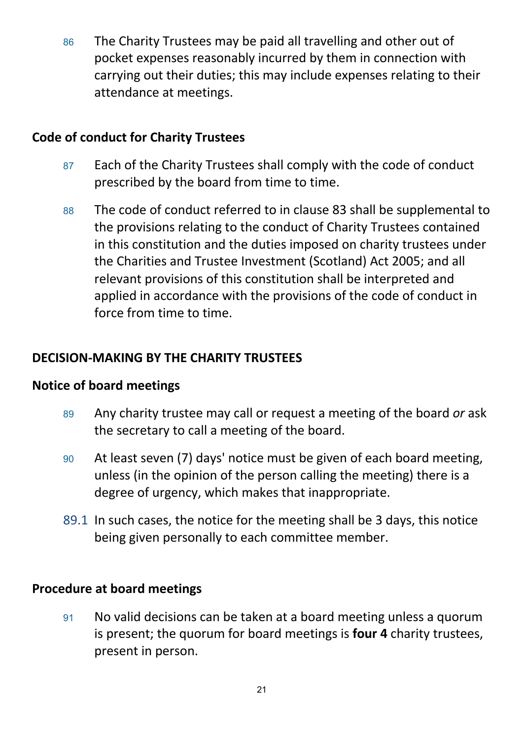86 The Charity Trustees may be paid all travelling and other out of pocket expenses reasonably incurred by them in connection with carrying out their duties; this may include expenses relating to their attendance at meetings.

## Code of conduct for Charity Trustees

87 Each of the Charity Trustees shall comply with the code of conduct prescribed by the board from time to time.

88 The code of conduct referred to in clause 83 shall be supplemental to the provisions relating to the conduct of Charity Trustees contained in this constitution and the duties imposed on charity trustees under the Charities and Trustee Investment (Scotland) Act 2005; and all relevant provisions of this constitution shall be interpreted and applied in accordance with the provisions of the code of conduct in force from time to time.

## DECISION-MAKING BY THE CHARITY TRUSTEES

## Notice of board meetings

89 Any charity trustee may call or request a meeting of the board *or* ask the secretary to call a meeting of the board.

90 At least seven (7) days' notice must be given of each board meeting, unless (in the opinion of the person calling the meeting) there is a degree of urgency, which makes that inappropriate.

89.1 In such cases, the notice for the meeting shall be 3 days, this notice being given personally to each committee member.

## Procedure at board meetings

91 No valid decisions can be taken at a board meeting unless a quorum is present; the quorum for board meetings is **four 4** charity trustees, present in person.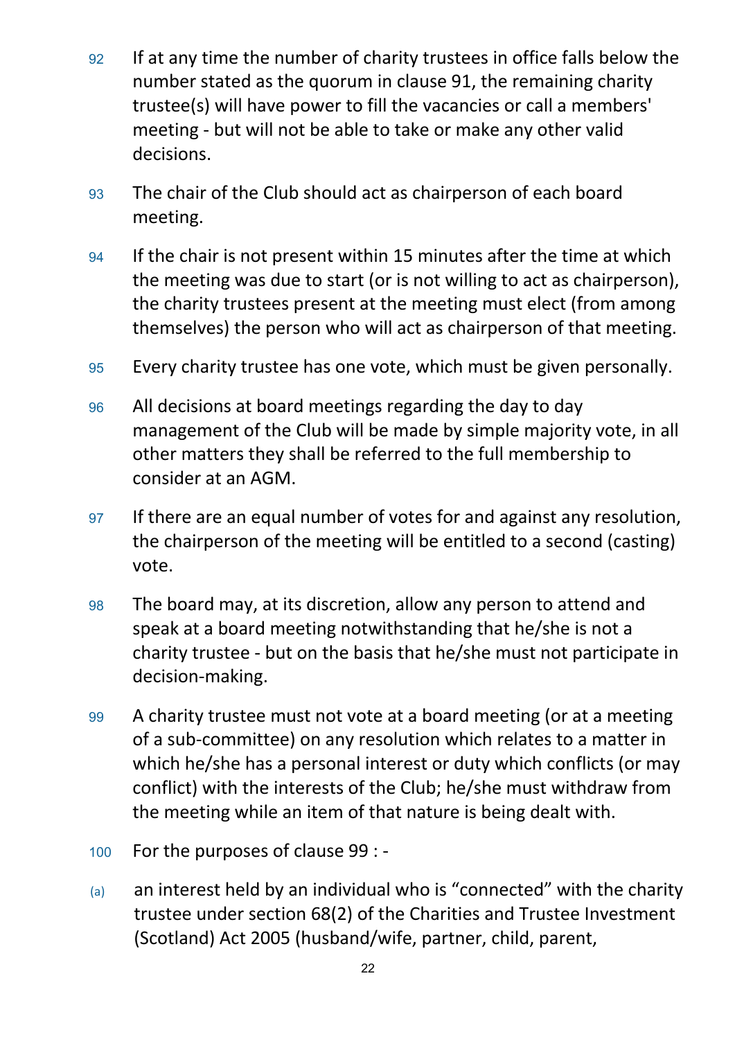92 If at any time the number of charity trustees in office falls below the number stated as the quorum in clause 91, the remaining charity trustee(s) will have power to fill the vacancies or call a members' meeting - but will not be able to take or make any other valid decisions.

93 The chair of the Club should act as chairperson of each board meeting.

94 If the chair is not present within 15 minutes after the time at which the meeting was due to start (or is not willing to act as chairperson), the charity trustees present at the meeting must elect (from among themselves) the person who will act as chairperson of that meeting.

95 Every charity trustee has one vote, which must be given personally.

96 All decisions at board meetings regarding the day to day management of the Club will be made by simple majority vote, in all other matters they shall be referred to the full membership to consider at an AGM.

97 If there are an equal number of votes for and against any resolution, the chairperson of the meeting will be entitled to a second (casting) vote.

98 The board may, at its discretion, allow any person to attend and speak at a board meeting notwithstanding that he/she is not a charity trustee - but on the basis that he/she must not participate in decision-making.

99 A charity trustee must not vote at a board meeting (or at a meeting of a sub-committee) on any resolution which relates to a matter in which he/she has a personal interest or duty which conflicts (or may conflict) with the interests of the Club; he/she must withdraw from the meeting while an item of that nature is being dealt with.

100 For the purposes of clause 99 : -

(a) an interest held by an individual who is "connected" with the charity trustee under section 68(2) of the Charities and Trustee Investment (Scotland) Act 2005 (husband/wife, partner, child, parent,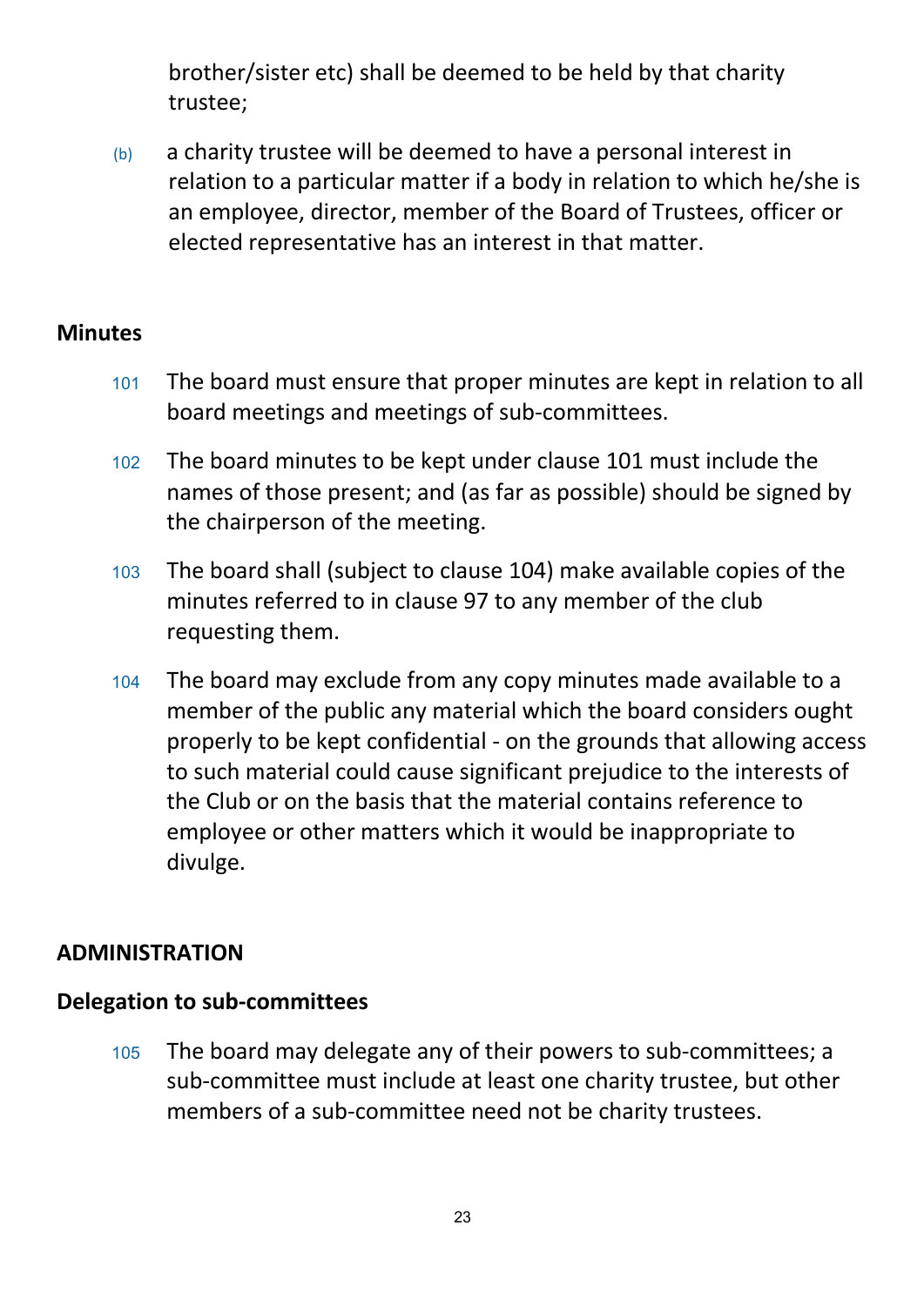brother/sister etc) shall be deemed to be held by that charity trustee;

(b) a charity trustee will be deemed to have a personal interest in relation to a particular matter if a body in relation to which he/she is an employee, director, member of the Board of Trustees, officer or elected representative has an interest in that matter.

**Minutes**

101 The board must ensure that proper minutes are kept in relation to all board meetings and meetings of sub-committees.

102 The board minutes to be kept under clause 101 must include the names of those present; and (as far as possible) should be signed by the chairperson of the meeting.

103 The board shall (subject to clause 104) make available copies of the minutes referred to in clause 97 to any member of the club requesting them.

104 The board may exclude from any copy minutes made available to a member of the public any material which the board considers ought properly to be kept confidential - on the grounds that allowing access to such material could cause significant prejudice to the interests of the Club or on the basis that the material contains reference to employee or other matters which it would be inappropriate to divulge.

**ADMINISTRATION**

**Delegation to sub-committees**

105 The board may delegate any of their powers to sub-committees; a sub-committee must include at least one charity trustee, but other members of a sub-committee need not be charity trustees.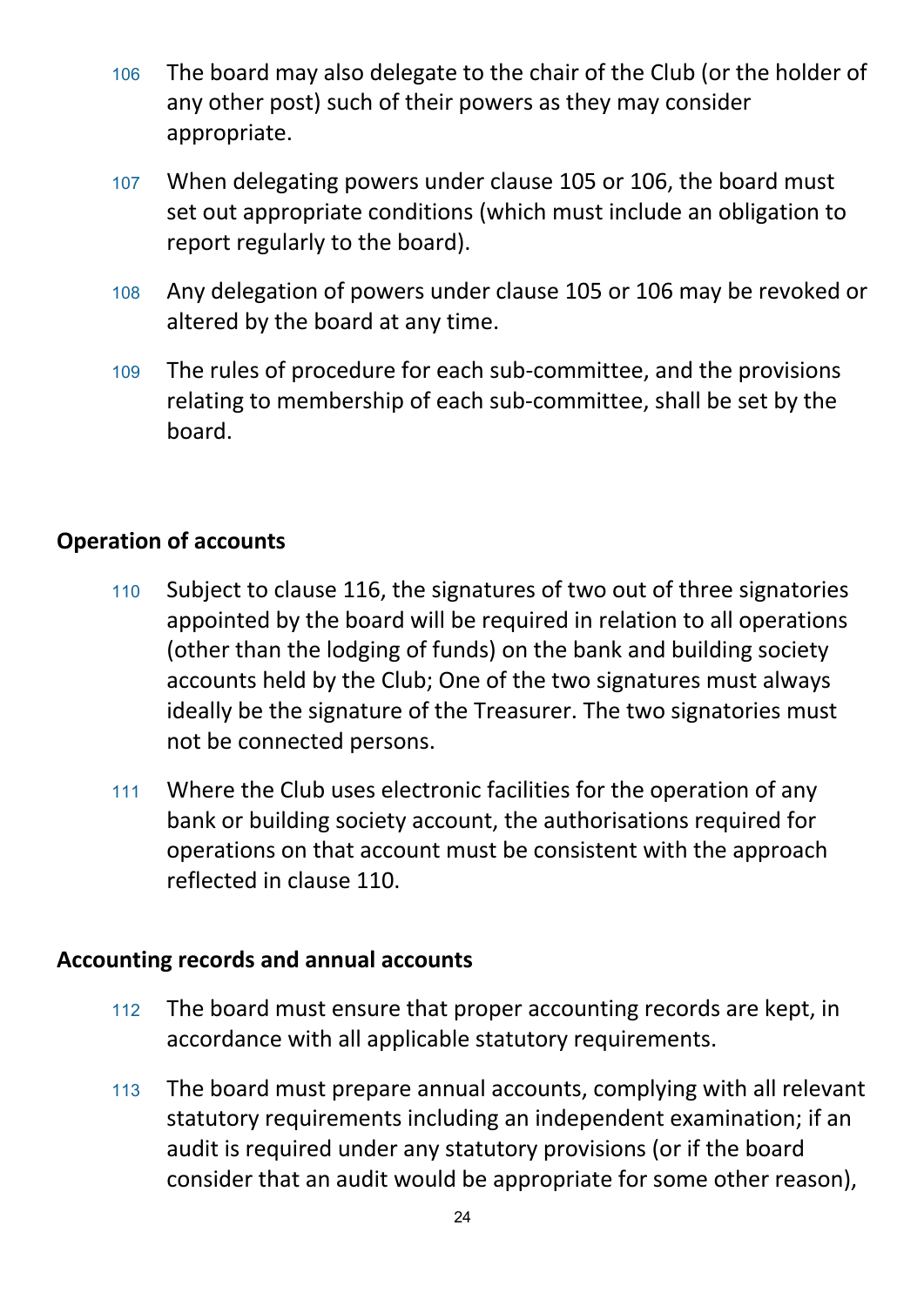106 The board may also delegate to the chair of the Club (or the holder of any other post) such of their powers as they may consider appropriate.

107 When delegating powers under clause 105 or 106, the board must set out appropriate conditions (which must include an obligation to report regularly to the board).

108 Any delegation of powers under clause 105 or 106 may be revoked or altered by the board at any time.

109 The rules of procedure for each sub-committee, and the provisions relating to membership of each sub-committee, shall be set by the board.

**Operation of accounts**

110 Subject to clause 116, the signatures of two out of three signatories appointed by the board will be required in relation to all operations (other than the lodging of funds) on the bank and building society accounts held by the Club; One of the two signatures must always ideally be the signature of the Treasurer. The two signatories must not be connected persons.

111 Where the Club uses electronic facilities for the operation of any bank or building society account, the authorisations required for operations on that account must be consistent with the approach reflected in clause 110.

**Accounting records and annual accounts**

112 The board must ensure that proper accounting records are kept, in accordance with all applicable statutory requirements.

113 The board must prepare annual accounts, complying with all relevant statutory requirements including an independent examination; if an audit is required under any statutory provisions (or if the board consider that an audit would be appropriate for some other reason),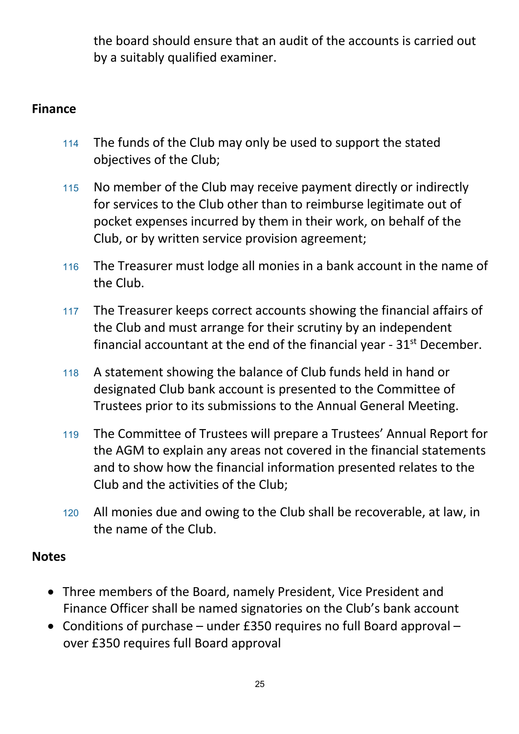the board should ensure that an audit of the accounts is carried out by a suitably qualified examiner.

## Finance

114 The funds of the Club may only be used to support the stated objectives of the Club;

115 No member of the Club may receive payment directly or indirectly for services to the Club other than to reimburse legitimate out of pocket expenses incurred by them in their work, on behalf of the Club, or by written service provision agreement;

116 The Treasurer must lodge all monies in a bank account in the name of the Club.

117 The Treasurer keeps correct accounts showing the financial affairs of the Club and must arrange for their scrutiny by an independent financial accountant at the end of the financial year - 31st December.

118 A statement showing the balance of Club funds held in hand or designated Club bank account is presented to the Committee of Trustees prior to its submissions to the Annual General Meeting.

119 The Committee of Trustees will prepare a Trustees' Annual Report for the AGM to explain any areas not covered in the financial statements and to show how the financial information presented relates to the Club and the activities of the Club;

120 All monies due and owing to the Club shall be recoverable, at law, in the name of the Club.

## Notes

- Three members of the Board, namely President, Vice President and Finance Officer shall be named signatories on the Club's bank account
- Conditions of purchase – under £350 requires no full Board approval – over £350 requires full Board approval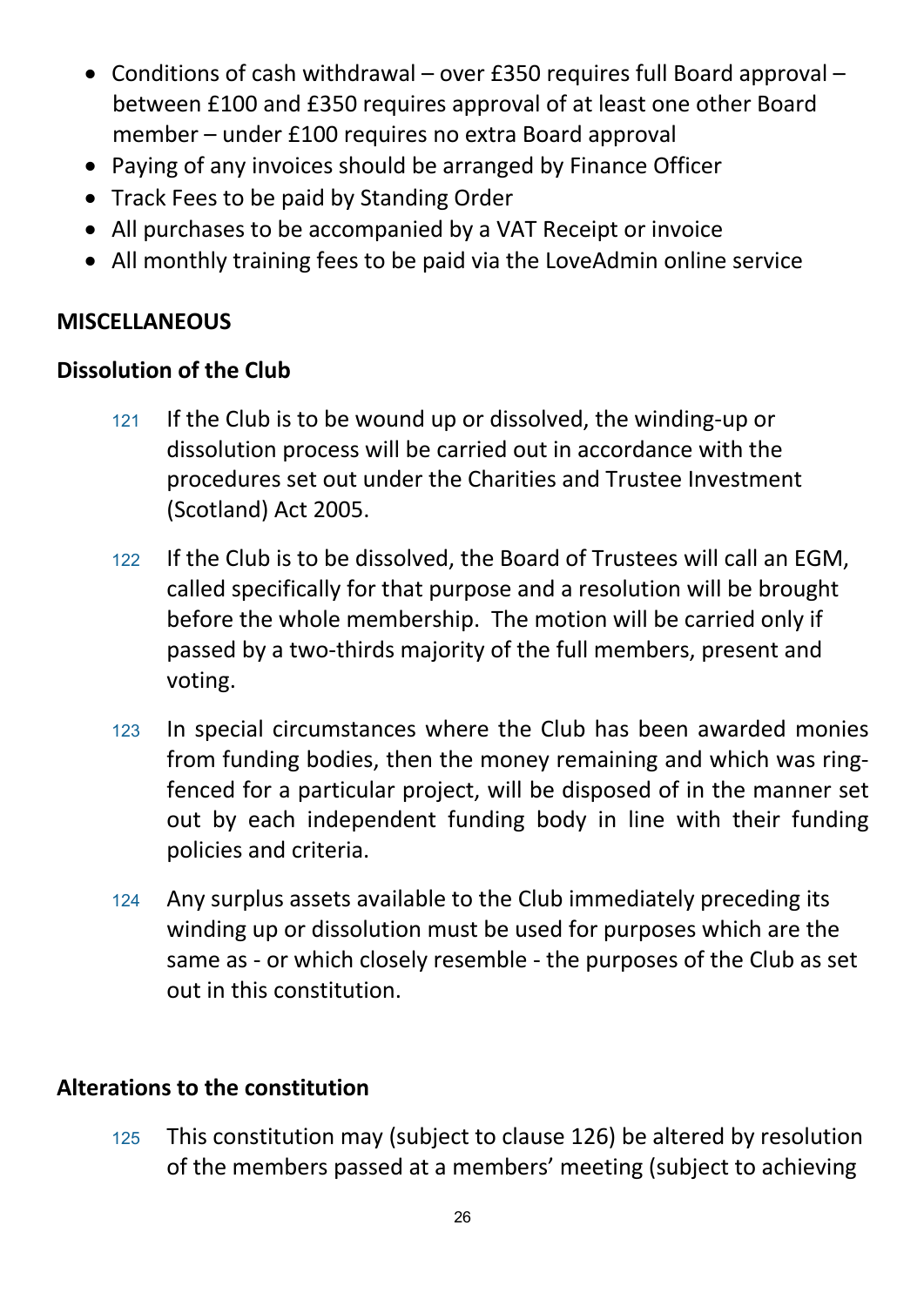- Conditions of cash withdrawal – over £350 requires full Board approval – between £100 and £350 requires approval of at least one other Board member – under £100 requires no extra Board approval
- Paying of any invoices should be arranged by Finance Officer
- Track Fees to be paid by Standing Order
- All purchases to be accompanied by a VAT Receipt or invoice
- All monthly training fees to be paid via the LoveAdmin online service

**MISCELLANEOUS**

**Dissolution of the Club**

121 If the Club is to be wound up or dissolved, the winding-up or dissolution process will be carried out in accordance with the procedures set out under the Charities and Trustee Investment (Scotland) Act 2005.

122 If the Club is to be dissolved, the Board of Trustees will call an EGM, called specifically for that purpose and a resolution will be brought before the whole membership. The motion will be carried only if passed by a two-thirds majority of the full members, present and voting.

123 In special circumstances where the Club has been awarded monies from funding bodies, then the money remaining and which was ring-fenced for a particular project, will be disposed of in the manner set out by each independent funding body in line with their funding policies and criteria.

124 Any surplus assets available to the Club immediately preceding its winding up or dissolution must be used for purposes which are the same as - or which closely resemble - the purposes of the Club as set out in this constitution.

**Alterations to the constitution**

125 This constitution may (subject to clause 126) be altered by resolution of the members passed at a members' meeting (subject to achieving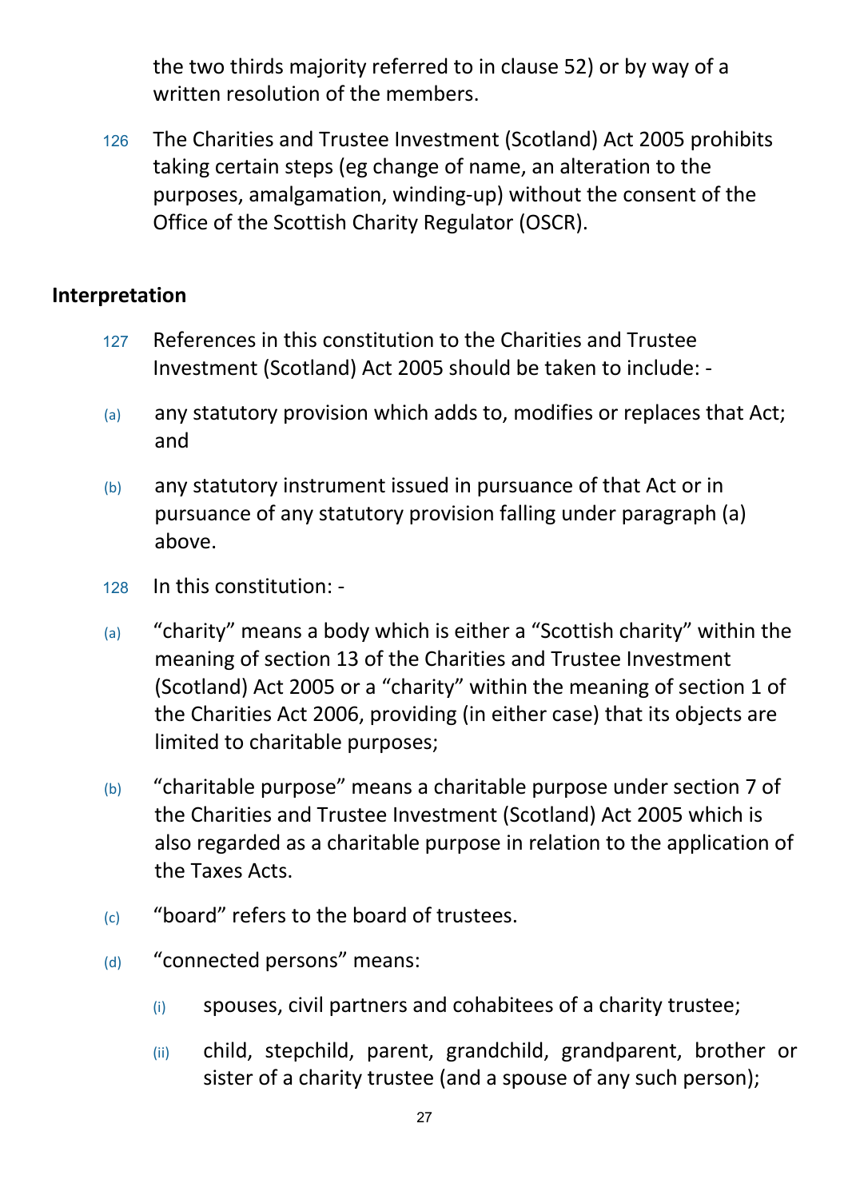the two thirds majority referred to in clause 52) or by way of a written resolution of the members.

126 The Charities and Trustee Investment (Scotland) Act 2005 prohibits taking certain steps (eg change of name, an alteration to the purposes, amalgamation, winding-up) without the consent of the Office of the Scottish Charity Regulator (OSCR).

**Interpretation**

127 References in this constitution to the Charities and Trustee Investment (Scotland) Act 2005 should be taken to include: -

(a) any statutory provision which adds to, modifies or replaces that Act; and

(b) any statutory instrument issued in pursuance of that Act or in pursuance of any statutory provision falling under paragraph (a) above.

128 In this constitution: -

(a) “charity” means a body which is either a “Scottish charity” within the meaning of section 13 of the Charities and Trustee Investment (Scotland) Act 2005 or a “charity” within the meaning of section 1 of the Charities Act 2006, providing (in either case) that its objects are limited to charitable purposes;

(b) “charitable purpose” means a charitable purpose under section 7 of the Charities and Trustee Investment (Scotland) Act 2005 which is also regarded as a charitable purpose in relation to the application of the Taxes Acts.

(c) “board” refers to the board of trustees.

(d) “connected persons” means:

   (i) spouses, civil partners and cohabitees of a charity trustee;

   (ii) child, stepchild, parent, grandchild, grandparent, brother or sister of a charity trustee (and a spouse of any such person);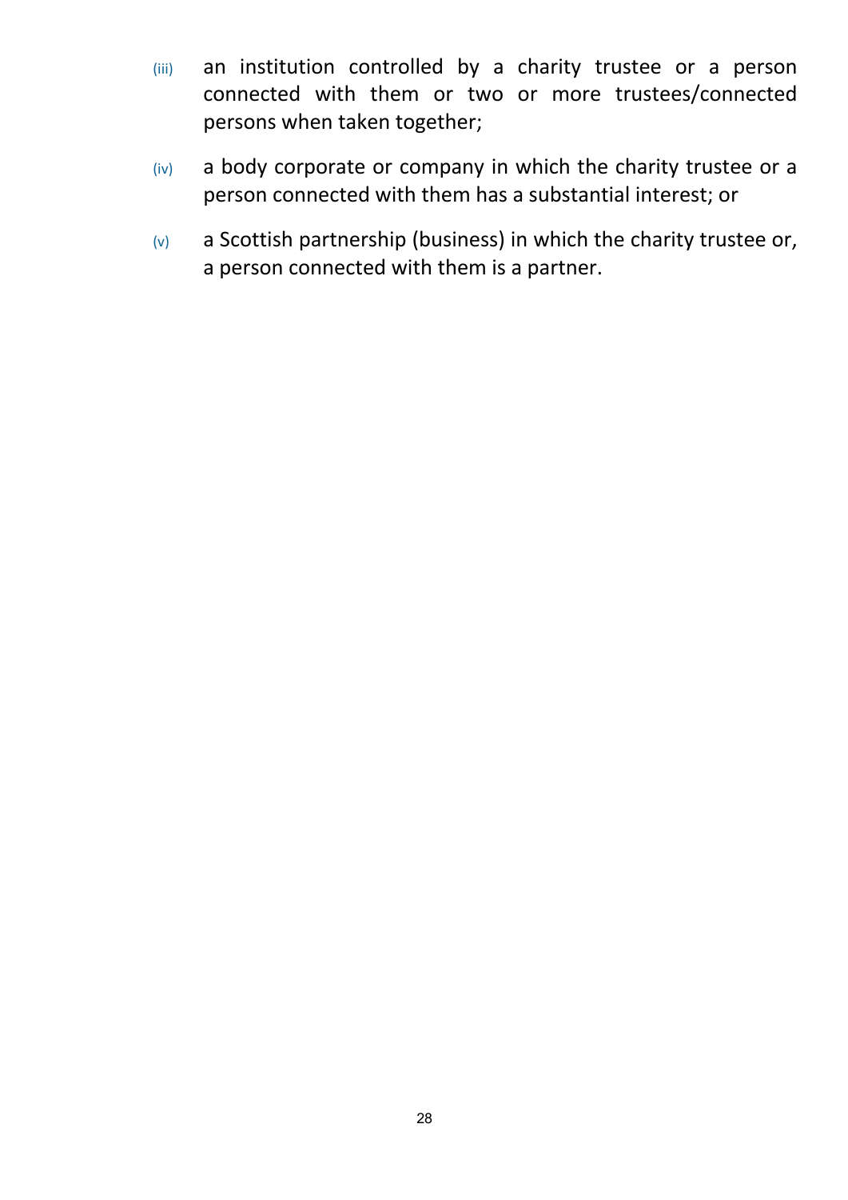(iii) an institution controlled by a charity trustee or a person connected with them or two or more trustees/connected persons when taken together;

(iv) a body corporate or company in which the charity trustee or a person connected with them has a substantial interest; or

(v) a Scottish partnership (business) in which the charity trustee or, a person connected with them is a partner.